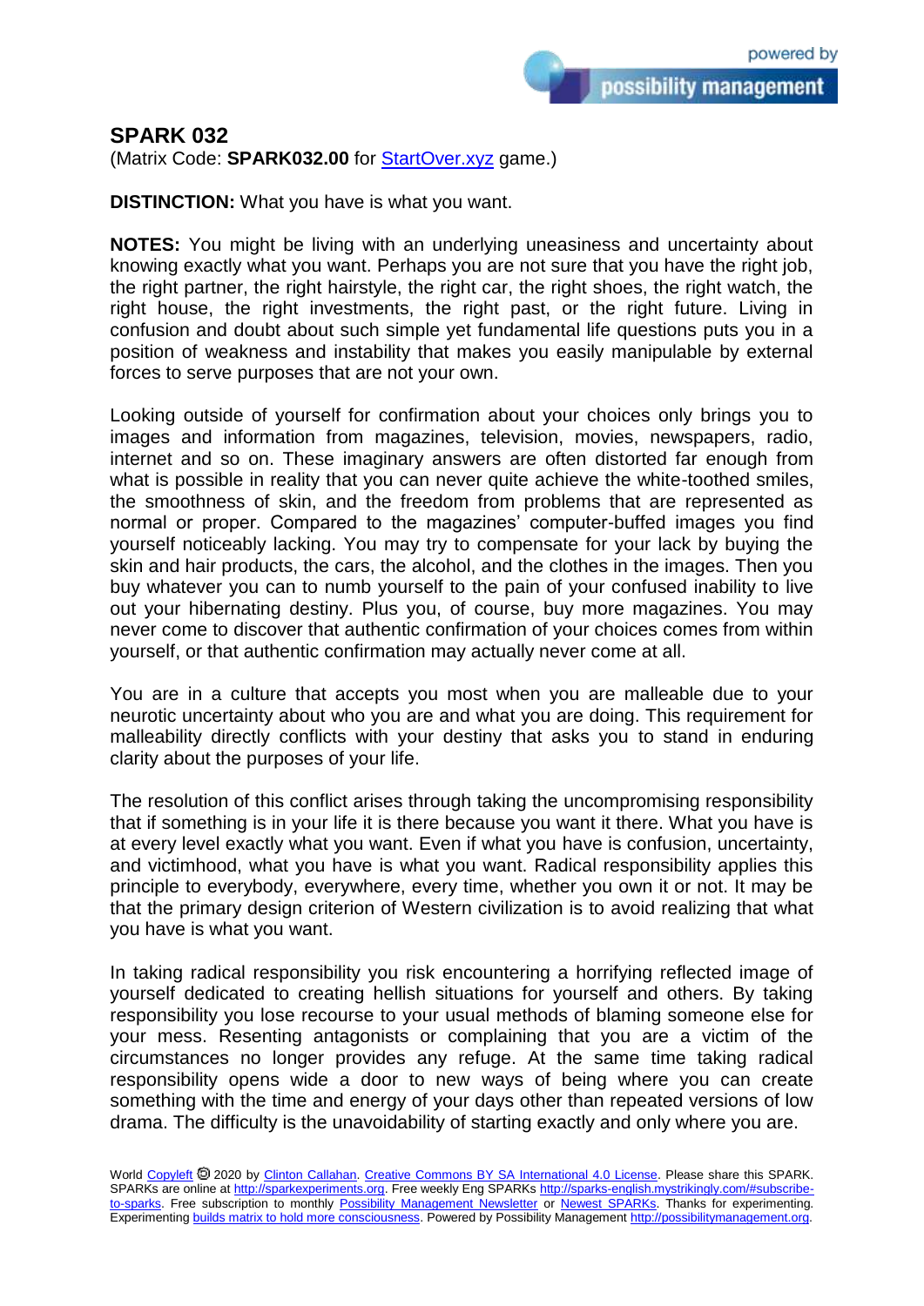# SPARK 032

(Matrix Code: **SPARK032.00** for [StartOver.xyz](StartOver.xyz) game.)

**DISTINCTION:** What you have is what you want.

**NOTES:** You might be living with an underlying uneasiness and uncertainty about knowing exactly what you want. Perhaps you are not sure that you have the right job, the right partner, the right hairstyle, the right car, the right shoes, the right watch, the right house, the right investments, the right past, or the right future. Living in confusion and doubt about such simple yet fundamental life questions puts you in a position of weakness and instability that makes you easily manipulable by external forces to serve purposes that are not your own.

Looking outside of yourself for confirmation about your choices only brings you to images and information from magazines, television, movies, newspapers, radio, internet and so on. These imaginary answers are often distorted far enough from what is possible in reality that you can never quite achieve the white-toothed smiles, the smoothness of skin, and the freedom from problems that are represented as normal or proper. Compared to the magazines' computer-buffed images you find yourself noticeably lacking. You may try to compensate for your lack by buying the skin and hair products, the cars, the alcohol, and the clothes in the images. Then you buy whatever you can to numb yourself to the pain of your confused inability to live out your hibernating destiny. Plus you, of course, buy more magazines. You may never come to discover that authentic confirmation of your choices comes from within yourself, or that authentic confirmation may actually never come at all.

You are in a culture that accepts you most when you are malleable due to your neurotic uncertainty about who you are and what you are doing. This requirement for malleability directly conflicts with your destiny that asks you to stand in enduring clarity about the purposes of your life.

The resolution of this conflict arises through taking the uncompromising responsibility that if something is in your life it is there because you want it there. What you have is at every level exactly what you want. Even if what you have is confusion, uncertainty, and victimhood, what you have is what you want. Radical responsibility applies this principle to everybody, everywhere, every time, whether you own it or not. It may be that the primary design criterion of Western civilization is to avoid realizing that what you have is what you want.

In taking radical responsibility you risk encountering a horrifying reflected image of yourself dedicated to creating hellish situations for yourself and others. By taking responsibility you lose recourse to your usual methods of blaming someone else for your mess. Resenting antagonists or complaining that you are a victim of the circumstances no longer provides any refuge. At the same time taking radical responsibility opens wide a door to new ways of being where you can create something with the time and energy of your days other than repeated versions of low drama. The difficulty is the unavoidability of starting exactly and only where you are.

World Copyleft 🄯 2020 by Clinton Callahan. Creative Commons BY SA International 4.0 License. Please share this SPARK. SPARKs are online at http://sparkexperiments.org. Free weekly Eng SPARKs http://sparks-english.mystrikingly.com/#subscribe-to-sparks. Free subscription to monthly Possibility Management Newsletter or Newest SPARKs. Thanks for experimenting. Experimenting builds matrix to hold more consciousness. Powered by Possibility Management http://possibilitymanagement.org.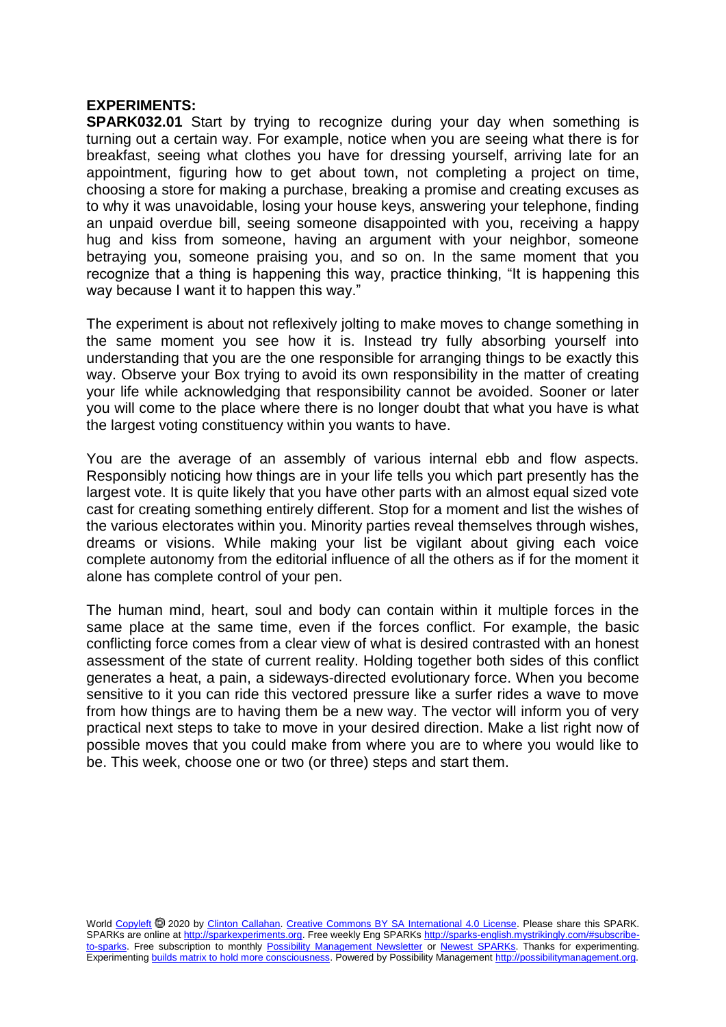**EXPERIMENTS:**

**SPARK032.01** Start by trying to recognize during your day when something is turning out a certain way. For example, notice when you are seeing what there is for breakfast, seeing what clothes you have for dressing yourself, arriving late for an appointment, figuring how to get about town, not completing a project on time, choosing a store for making a purchase, breaking a promise and creating excuses as to why it was unavoidable, losing your house keys, answering your telephone, finding an unpaid overdue bill, seeing someone disappointed with you, receiving a happy hug and kiss from someone, having an argument with your neighbor, someone betraying you, someone praising you, and so on. In the same moment that you recognize that a thing is happening this way, practice thinking, "It is happening this way because I want it to happen this way."

The experiment is about not reflexively jolting to make moves to change something in the same moment you see how it is. Instead try fully absorbing yourself into understanding that you are the one responsible for arranging things to be exactly this way. Observe your Box trying to avoid its own responsibility in the matter of creating your life while acknowledging that responsibility cannot be avoided. Sooner or later you will come to the place where there is no longer doubt that what you have is what the largest voting constituency within you wants to have.

You are the average of an assembly of various internal ebb and flow aspects. Responsibly noticing how things are in your life tells you which part presently has the largest vote. It is quite likely that you have other parts with an almost equal sized vote cast for creating something entirely different. Stop for a moment and list the wishes of the various electorates within you. Minority parties reveal themselves through wishes, dreams or visions. While making your list be vigilant about giving each voice complete autonomy from the editorial influence of all the others as if for the moment it alone has complete control of your pen.

The human mind, heart, soul and body can contain within it multiple forces in the same place at the same time, even if the forces conflict. For example, the basic conflicting force comes from a clear view of what is desired contrasted with an honest assessment of the state of current reality. Holding together both sides of this conflict generates a heat, a pain, a sideways-directed evolutionary force. When you become sensitive to it you can ride this vectored pressure like a surfer rides a wave to move from how things are to having them be a new way. The vector will inform you of very practical next steps to take to move in your desired direction. Make a list right now of possible moves that you could make from where you are to where you would like to be. This week, choose one or two (or three) steps and start them.

World Copyleft 🄯 2020 by Clinton Callahan. Creative Commons BY SA International 4.0 License. Please share this SPARK. SPARKs are online at http://sparkexperiments.org. Free weekly Eng SPARKs http://sparks-english.mystrikingly.com/#subscribe-to-sparks. Free subscription to monthly Possibility Management Newsletter or Newest SPARKs. Thanks for experimenting. Experimenting builds matrix to hold more consciousness. Powered by Possibility Management http://possibilitymanagement.org.